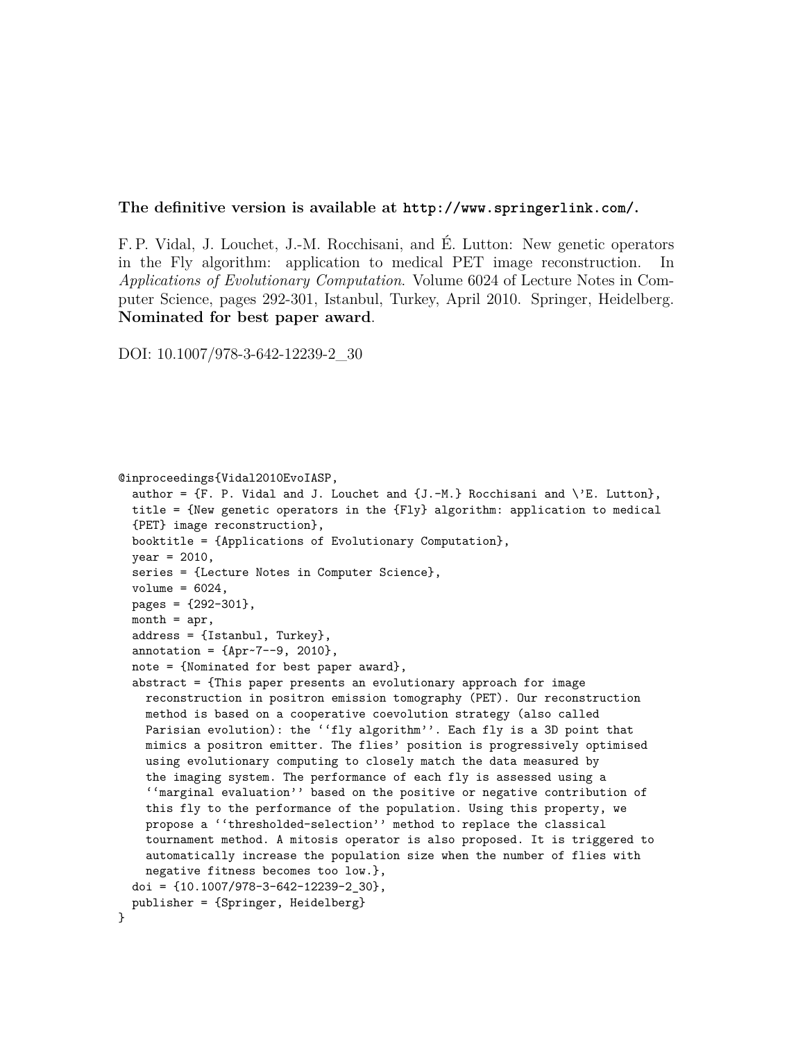**The definitive version is available at `http://www.springerlink.com/`.**

F. P. Vidal, J. Louchet, J.-M. Rocchisani, and É. Lutton: New genetic operators in the Fly algorithm: application to medical PET image reconstruction. In *Applications of Evolutionary Computation*. Volume 6024 of Lecture Notes in Computer Science, pages 292-301, Istanbul, Turkey, April 2010. Springer, Heidelberg. **Nominated for best paper award**.

DOI: 10.1007/978-3-642-12239-2_30

```
@inproceedings{Vidal2010EvoIASP,
  author = {F. P. Vidal and J. Louchet and {J.-M.} Rocchisani and \'E. Lutton},
  title = {New genetic operators in the {Fly} algorithm: application to medical
  {PET} image reconstruction},
  booktitle = {Applications of Evolutionary Computation},
  year = 2010,
  series = {Lecture Notes in Computer Science},
  volume = 6024,
  pages = {292-301},
  month = apr,
  address = {Istanbul, Turkey},
  annotation = {Apr~7--9, 2010},
  note = {Nominated for best paper award},
  abstract = {This paper presents an evolutionary approach for image
    reconstruction in positron emission tomography (PET). Our reconstruction
    method is based on a cooperative coevolution strategy (also called
    Parisian evolution): the ``fly algorithm''. Each fly is a 3D point that
    mimics a positron emitter. The flies' position is progressively optimised
    using evolutionary computing to closely match the data measured by
    the imaging system. The performance of each fly is assessed using a
    ``marginal evaluation'' based on the positive or negative contribution of
    this fly to the performance of the population. Using this property, we
    propose a ``thresholded-selection'' method to replace the classical
    tournament method. A mitosis operator is also proposed. It is triggered to
    automatically increase the population size when the number of flies with
    negative fitness becomes too low.},
  doi = {10.1007/978-3-642-12239-2_30},
  publisher = {Springer, Heidelberg}
}
```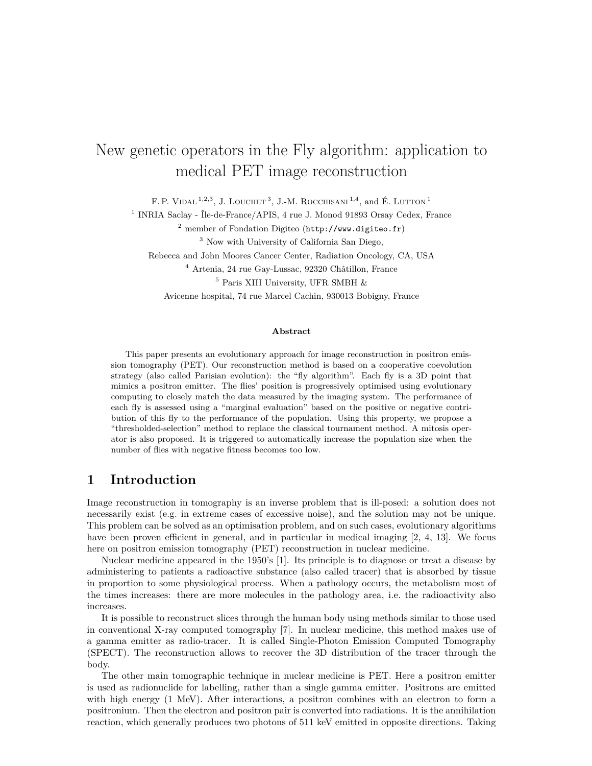# New genetic operators in the Fly algorithm: application to medical PET image reconstruction

F. P. Vidal [1,2,3], J. Louchet [3], J.-M. Rocchisani [1,4], and É. Lutton [1]

[1] INRIA Saclay - Île-de-France/APIS, 4 rue J. Monod 91893 Orsay Cedex, France

[2] member of Fondation Digiteo (http://www.digiteo.fr)

[3] Now with University of California San Diego, Rebecca and John Moores Cancer Center, Radiation Oncology, CA, USA

[4] Artenia, 24 rue Gay-Lussac, 92320 Châtillon, France

[5] Paris XIII University, UFR SMBH & Avicenne hospital, 74 rue Marcel Cachin, 930013 Bobigny, France

**Abstract**

This paper presents an evolutionary approach for image reconstruction in positron emission tomography (PET). Our reconstruction method is based on a cooperative coevolution strategy (also called Parisian evolution): the "fly algorithm". Each fly is a 3D point that mimics a positron emitter. The flies' position is progressively optimised using evolutionary computing to closely match the data measured by the imaging system. The performance of each fly is assessed using a "marginal evaluation" based on the positive or negative contribution of this fly to the performance of the population. Using this property, we propose a "thresholded-selection" method to replace the classical tournament method. A mitosis operator is also proposed. It is triggered to automatically increase the population size when the number of flies with negative fitness becomes too low.

## 1 Introduction

Image reconstruction in tomography is an inverse problem that is ill-posed: a solution does not necessarily exist (e.g. in extreme cases of excessive noise), and the solution may not be unique. This problem can be solved as an optimisation problem, and on such cases, evolutionary algorithms have been proven efficient in general, and in particular in medical imaging [2, 4, 13]. We focus here on positron emission tomography (PET) reconstruction in nuclear medicine.

Nuclear medicine appeared in the 1950's [1]. Its principle is to diagnose or treat a disease by administering to patients a radioactive substance (also called tracer) that is absorbed by tissue in proportion to some physiological process. When a pathology occurs, the metabolism most of the times increases: there are more molecules in the pathology area, i.e. the radioactivity also increases.

It is possible to reconstruct slices through the human body using methods similar to those used in conventional X-ray computed tomography [7]. In nuclear medicine, this method makes use of a gamma emitter as radio-tracer. It is called Single-Photon Emission Computed Tomography (SPECT). The reconstruction allows to recover the 3D distribution of the tracer through the body.

The other main tomographic technique in nuclear medicine is PET. Here a positron emitter is used as radionuclide for labelling, rather than a single gamma emitter. Positrons are emitted with high energy (1 MeV). After interactions, a positron combines with an electron to form a positronium. Then the electron and positron pair is converted into radiations. It is the annihilation reaction, which generally produces two photons of 511 keV emitted in opposite directions. Taking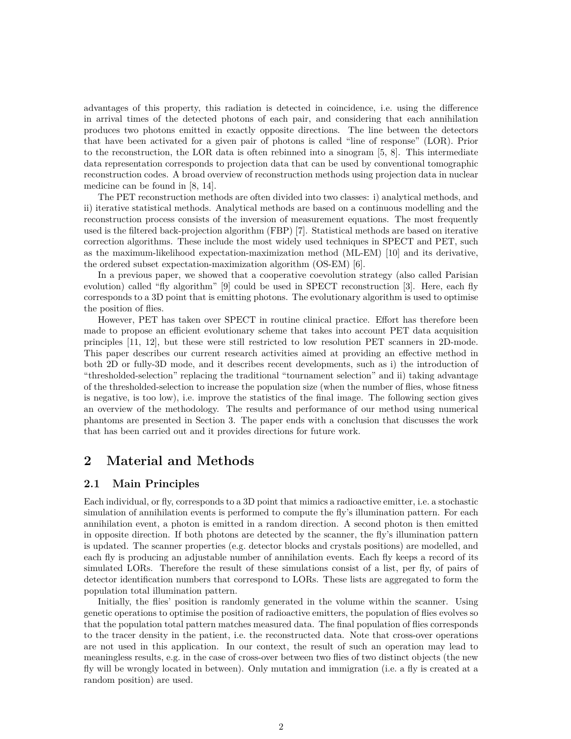advantages of this property, this radiation is detected in coincidence, i.e. using the difference in arrival times of the detected photons of each pair, and considering that each annihilation produces two photons emitted in exactly opposite directions. The line between the detectors that have been activated for a given pair of photons is called "line of response" (LOR). Prior to the reconstruction, the LOR data is often rebinned into a sinogram [5, 8]. This intermediate data representation corresponds to projection data that can be used by conventional tomographic reconstruction codes. A broad overview of reconstruction methods using projection data in nuclear medicine can be found in [8, 14].

The PET reconstruction methods are often divided into two classes: i) analytical methods, and ii) iterative statistical methods. Analytical methods are based on a continuous modelling and the reconstruction process consists of the inversion of measurement equations. The most frequently used is the filtered back-projection algorithm (FBP) [7]. Statistical methods are based on iterative correction algorithms. These include the most widely used techniques in SPECT and PET, such as the maximum-likelihood expectation-maximization method (ML-EM) [10] and its derivative, the ordered subset expectation-maximization algorithm (OS-EM) [6].

In a previous paper, we showed that a cooperative coevolution strategy (also called Parisian evolution) called "fly algorithm" [9] could be used in SPECT reconstruction [3]. Here, each fly corresponds to a 3D point that is emitting photons. The evolutionary algorithm is used to optimise the position of flies.

However, PET has taken over SPECT in routine clinical practice. Effort has therefore been made to propose an efficient evolutionary scheme that takes into account PET data acquisition principles [11, 12], but these were still restricted to low resolution PET scanners in 2D-mode. This paper describes our current research activities aimed at providing an effective method in both 2D or fully-3D mode, and it describes recent developments, such as i) the introduction of "thresholded-selection" replacing the traditional "tournament selection" and ii) taking advantage of the thresholded-selection to increase the population size (when the number of flies, whose fitness is negative, is too low), i.e. improve the statistics of the final image. The following section gives an overview of the methodology. The results and performance of our method using numerical phantoms are presented in Section 3. The paper ends with a conclusion that discusses the work that has been carried out and it provides directions for future work.

# 2 Material and Methods

## 2.1 Main Principles

Each individual, or fly, corresponds to a 3D point that mimics a radioactive emitter, i.e. a stochastic simulation of annihilation events is performed to compute the fly's illumination pattern. For each annihilation event, a photon is emitted in a random direction. A second photon is then emitted in opposite direction. If both photons are detected by the scanner, the fly's illumination pattern is updated. The scanner properties (e.g. detector blocks and crystals positions) are modelled, and each fly is producing an adjustable number of annihilation events. Each fly keeps a record of its simulated LORs. Therefore the result of these simulations consist of a list, per fly, of pairs of detector identification numbers that correspond to LORs. These lists are aggregated to form the population total illumination pattern.

Initially, the flies' position is randomly generated in the volume within the scanner. Using genetic operations to optimise the position of radioactive emitters, the population of flies evolves so that the population total pattern matches measured data. The final population of flies corresponds to the tracer density in the patient, i.e. the reconstructed data. Note that cross-over operations are not used in this application. In our context, the result of such an operation may lead to meaningless results, e.g. in the case of cross-over between two flies of two distinct objects (the new fly will be wrongly located in between). Only mutation and immigration (i.e. a fly is created at a random position) are used.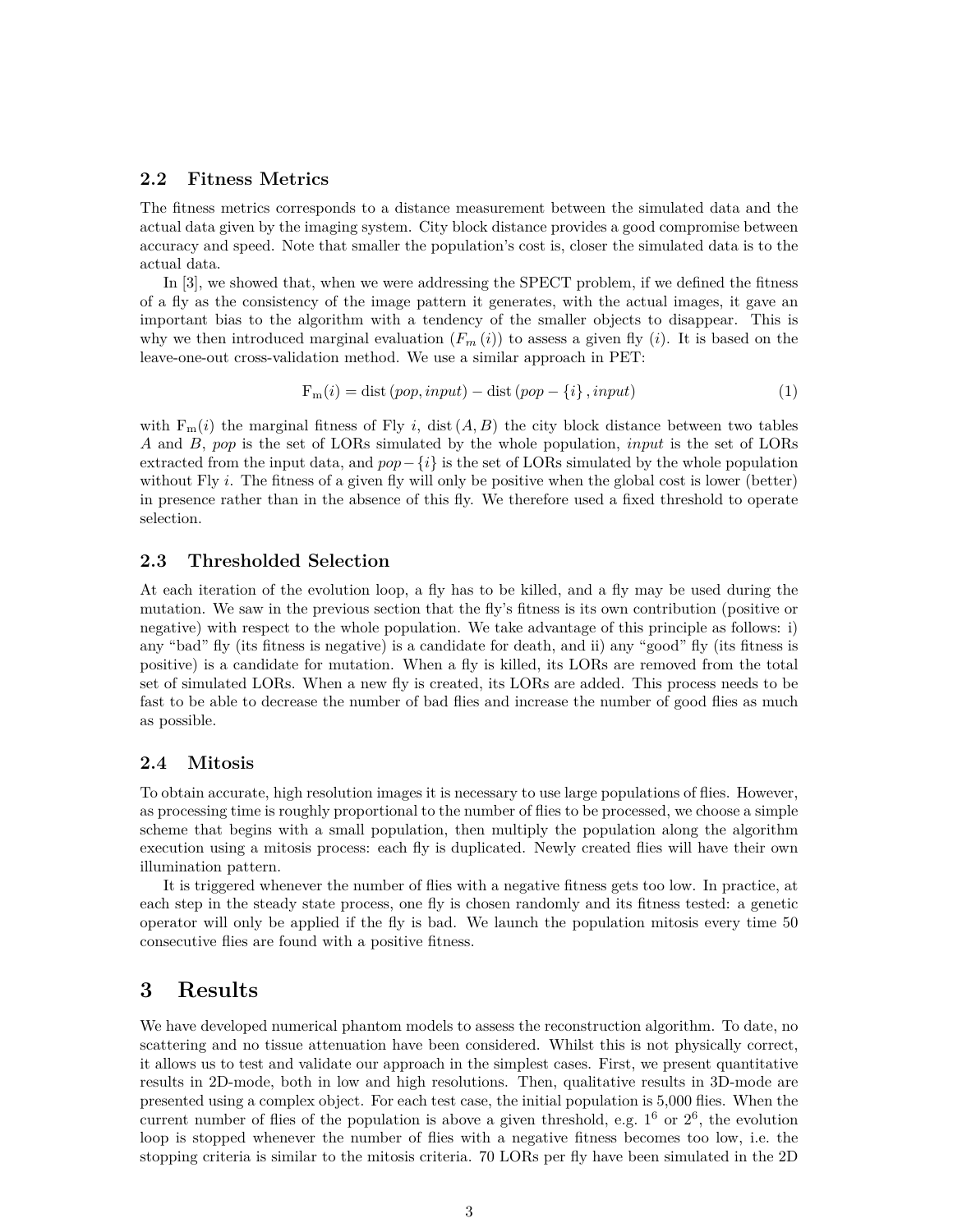### 2.2 Fitness Metrics

The fitness metrics corresponds to a distance measurement between the simulated data and the actual data given by the imaging system. City block distance provides a good compromise between accuracy and speed. Note that smaller the population's cost is, closer the simulated data is to the actual data.

In [3], we showed that, when we were addressing the SPECT problem, if we defined the fitness of a fly as the consistency of the image pattern it generates, with the actual images, it gave an important bias to the algorithm with a tendency of the smaller objects to disappear. This is why we then introduced marginal evaluation ($F_m(i)$) to assess a given fly ($i$). It is based on the leave-one-out cross-validation method. We use a similar approach in PET:

$$\mathrm{F_m}(i) = \mathrm{dist}\left(pop, input\right) - \mathrm{dist}\left(pop - \{i\}, input\right) \tag{1}$$

with $\mathrm{F_m}(i)$ the marginal fitness of Fly $i$, $\mathrm{dist}\left(A, B\right)$ the city block distance between two tables $A$ and $B$, *pop* is the set of LORs simulated by the whole population, *input* is the set of LORs extracted from the input data, and $pop - \{i\}$ is the set of LORs simulated by the whole population without Fly $i$. The fitness of a given fly will only be positive when the global cost is lower (better) in presence rather than in the absence of this fly. We therefore used a fixed threshold to operate selection.

### 2.3 Thresholded Selection

At each iteration of the evolution loop, a fly has to be killed, and a fly may be used during the mutation. We saw in the previous section that the fly's fitness is its own contribution (positive or negative) with respect to the whole population. We take advantage of this principle as follows: i) any "bad" fly (its fitness is negative) is a candidate for death, and ii) any "good" fly (its fitness is positive) is a candidate for mutation. When a fly is killed, its LORs are removed from the total set of simulated LORs. When a new fly is created, its LORs are added. This process needs to be fast to be able to decrease the number of bad flies and increase the number of good flies as much as possible.

### 2.4 Mitosis

To obtain accurate, high resolution images it is necessary to use large populations of flies. However, as processing time is roughly proportional to the number of flies to be processed, we choose a simple scheme that begins with a small population, then multiply the population along the algorithm execution using a mitosis process: each fly is duplicated. Newly created flies will have their own illumination pattern.

It is triggered whenever the number of flies with a negative fitness gets too low. In practice, at each step in the steady state process, one fly is chosen randomly and its fitness tested: a genetic operator will only be applied if the fly is bad. We launch the population mitosis every time 50 consecutive flies are found with a positive fitness.

## 3 Results

We have developed numerical phantom models to assess the reconstruction algorithm. To date, no scattering and no tissue attenuation have been considered. Whilst this is not physically correct, it allows us to test and validate our approach in the simplest cases. First, we present quantitative results in 2D-mode, both in low and high resolutions. Then, qualitative results in 3D-mode are presented using a complex object. For each test case, the initial population is 5,000 flies. When the current number of flies of the population is above a given threshold, e.g. $1^6$ or $2^6$, the evolution loop is stopped whenever the number of flies with a negative fitness becomes too low, i.e. the stopping criteria is similar to the mitosis criteria. 70 LORs per fly have been simulated in the 2D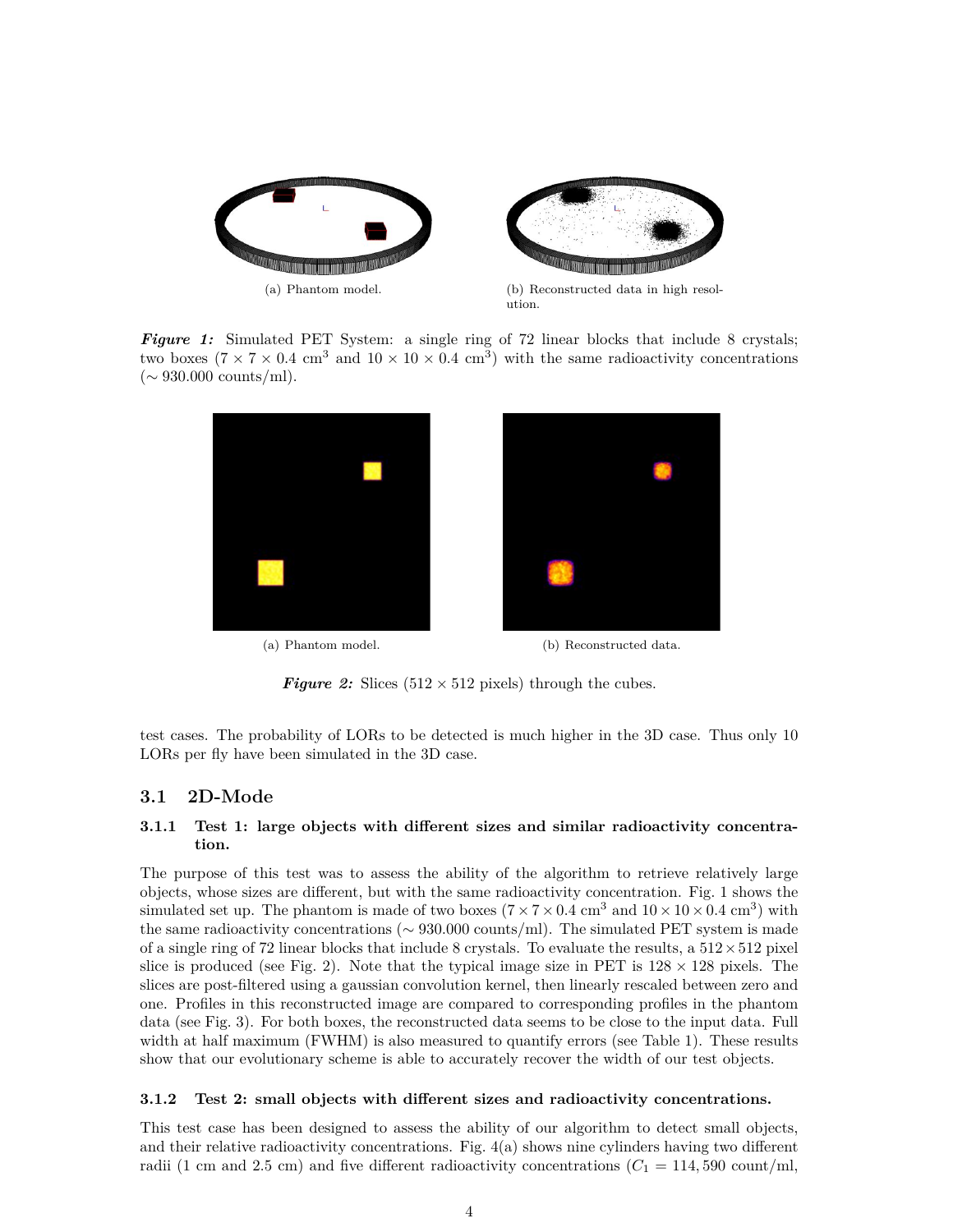(a) Phantom model.

(b) Reconstructed data in high resolution.

***Figure 1:*** Simulated PET System: a single ring of 72 linear blocks that include 8 crystals; two boxes ($7 \times 7 \times 0.4$ cm$^3$ and $10 \times 10 \times 0.4$ cm$^3$) with the same radioactivity concentrations ($\sim$ 930.000 counts/ml).

(a) Phantom model.

(b) Reconstructed data.

***Figure 2:*** Slices ($512 \times 512$ pixels) through the cubes.

test cases. The probability of LORs to be detected is much higher in the 3D case. Thus only 10 LORs per fly have been simulated in the 3D case.

## 3.1 2D-Mode

### 3.1.1 Test 1: large objects with different sizes and similar radioactivity concentration.

The purpose of this test was to assess the ability of the algorithm to retrieve relatively large objects, whose sizes are different, but with the same radioactivity concentration. Fig. 1 shows the simulated set up. The phantom is made of two boxes ($7 \times 7 \times 0.4$ cm$^3$ and $10 \times 10 \times 0.4$ cm$^3$) with the same radioactivity concentrations ($\sim$ 930.000 counts/ml). The simulated PET system is made of a single ring of 72 linear blocks that include 8 crystals. To evaluate the results, a $512 \times 512$ pixel slice is produced (see Fig. 2). Note that the typical image size in PET is $128 \times 128$ pixels. The slices are post-filtered using a gaussian convolution kernel, then linearly rescaled between zero and one. Profiles in this reconstructed image are compared to corresponding profiles in the phantom data (see Fig. 3). For both boxes, the reconstructed data seems to be close to the input data. Full width at half maximum (FWHM) is also measured to quantify errors (see Table 1). These results show that our evolutionary scheme is able to accurately recover the width of our test objects.

### 3.1.2 Test 2: small objects with different sizes and radioactivity concentrations.

This test case has been designed to assess the ability of our algorithm to detect small objects, and their relative radioactivity concentrations. Fig. 4(a) shows nine cylinders having two different radii (1 cm and 2.5 cm) and five different radioactivity concentrations ($C_1 = 114,590$ count/ml,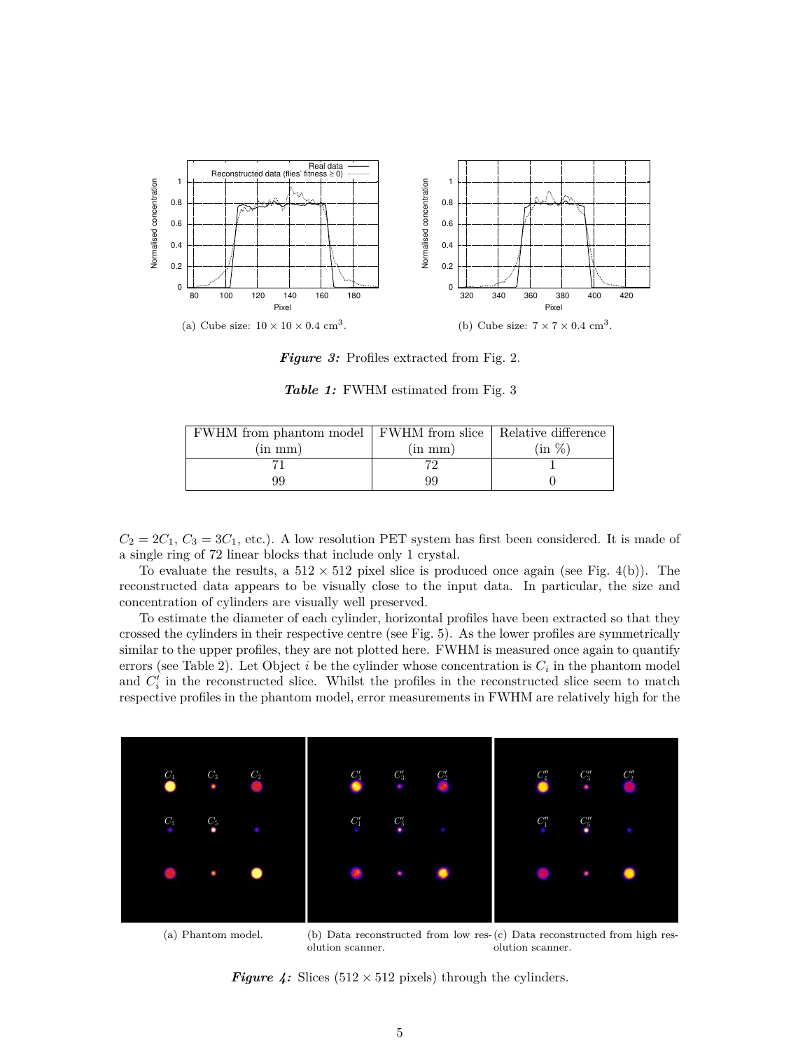(a) Cube size: $10 \times 10 \times 0.4$ cm$^3$.

(b) Cube size: $7 \times 7 \times 0.4$ cm$^3$.

***Figure 3:*** Profiles extracted from Fig. 2.

***Table 1:*** FWHM estimated from Fig. 3

| FWHM from phantom model (in mm) | FWHM from slice (in mm) | Relative difference (in %) |
|---|---|---|
| 71 | 72 | 1 |
| 99 | 99 | 0 |

$C_2 = 2C_1$, $C_3 = 3C_1$, etc.). A low resolution PET system has first been considered. It is made of a single ring of 72 linear blocks that include only 1 crystal.

To evaluate the results, a $512 \times 512$ pixel slice is produced once again (see Fig. 4(b)). The reconstructed data appears to be visually close to the input data. In particular, the size and concentration of cylinders are visually well preserved.

To estimate the diameter of each cylinder, horizontal profiles have been extracted so that they crossed the cylinders in their respective centre (see Fig. 5). As the lower profiles are symmetrically similar to the upper profiles, they are not plotted here. FWHM is measured once again to quantify errors (see Table 2). Let Object $i$ be the cylinder whose concentration is $C_i$ in the phantom model and $C'_i$ in the reconstructed slice. Whilst the profiles in the reconstructed slice seem to match respective profiles in the phantom model, error measurements in FWHM are relatively high for the

(a) Phantom model.

(b) Data reconstructed from low resolution scanner.

(c) Data reconstructed from high resolution scanner.

***Figure 4:*** Slices ($512 \times 512$ pixels) through the cylinders.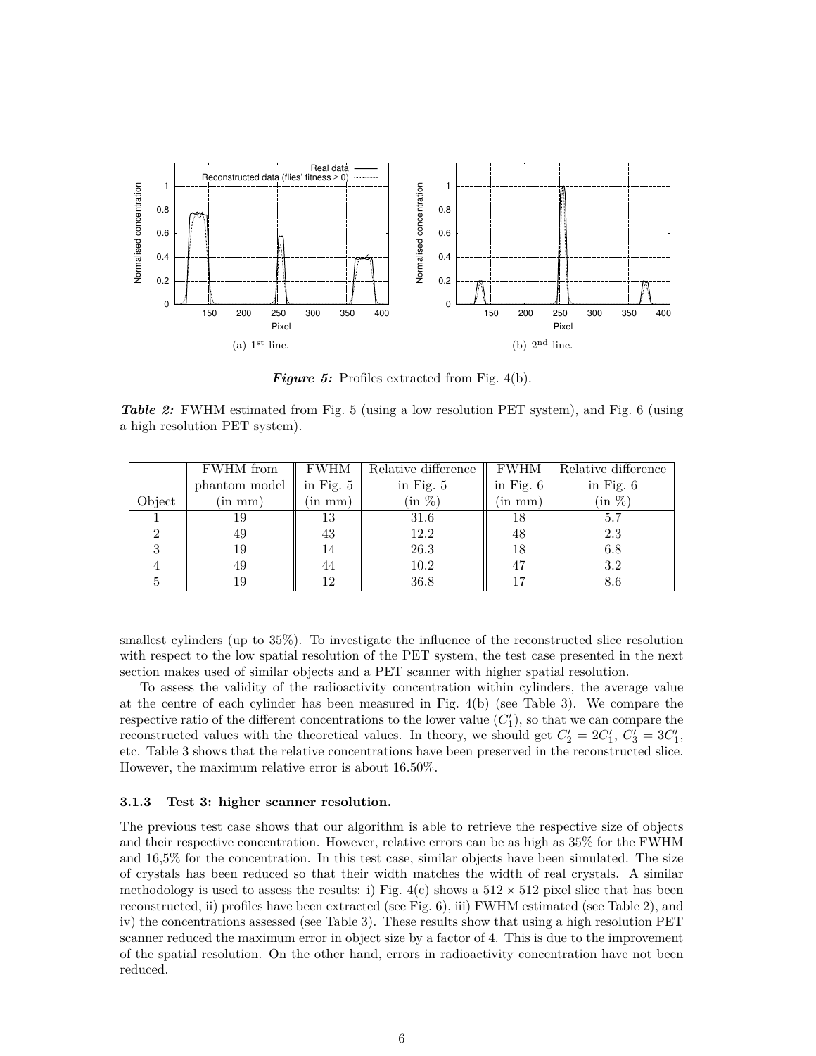(a) 1[st] line.

(b) 2[nd] line.

***Figure 5:*** Profiles extracted from Fig. 4(b).

***Table 2:*** FWHM estimated from Fig. 5 (using a low resolution PET system), and Fig. 6 (using a high resolution PET system).

| Object | FWHM from phantom model (in mm) | FWHM in Fig. 5 (in mm) | Relative difference in Fig. 5 (in %) | FWHM in Fig. 6 (in mm) | Relative difference in Fig. 6 (in %) |
|---|---|---|---|---|---|
| 1 | 19 | 13 | 31.6 | 18 | 5.7 |
| 2 | 49 | 43 | 12.2 | 48 | 2.3 |
| 3 | 19 | 14 | 26.3 | 18 | 6.8 |
| 4 | 49 | 44 | 10.2 | 47 | 3.2 |
| 5 | 19 | 12 | 36.8 | 17 | 8.6 |

smallest cylinders (up to 35%). To investigate the influence of the reconstructed slice resolution with respect to the low spatial resolution of the PET system, the test case presented in the next section makes used of similar objects and a PET scanner with higher spatial resolution.

To assess the validity of the radioactivity concentration within cylinders, the average value at the centre of each cylinder has been measured in Fig. 4(b) (see Table 3). We compare the respective ratio of the different concentrations to the lower value ($C'_1$), so that we can compare the reconstructed values with the theoretical values. In theory, we should get $C'_2 = 2C'_1$, $C'_3 = 3C'_1$, etc. Table 3 shows that the relative concentrations have been preserved in the reconstructed slice. However, the maximum relative error is about 16.50%.

### 3.1.3 Test 3: higher scanner resolution.

The previous test case shows that our algorithm is able to retrieve the respective size of objects and their respective concentration. However, relative errors can be as high as 35% for the FWHM and 16,5% for the concentration. In this test case, similar objects have been simulated. The size of crystals has been reduced so that their width matches the width of real crystals. A similar methodology is used to assess the results: i) Fig. 4(c) shows a $512 \times 512$ pixel slice that has been reconstructed, ii) profiles have been extracted (see Fig. 6), iii) FWHM estimated (see Table 2), and iv) the concentrations assessed (see Table 3). These results show that using a high resolution PET scanner reduced the maximum error in object size by a factor of 4. This is due to the improvement of the spatial resolution. On the other hand, errors in radioactivity concentration have not been reduced.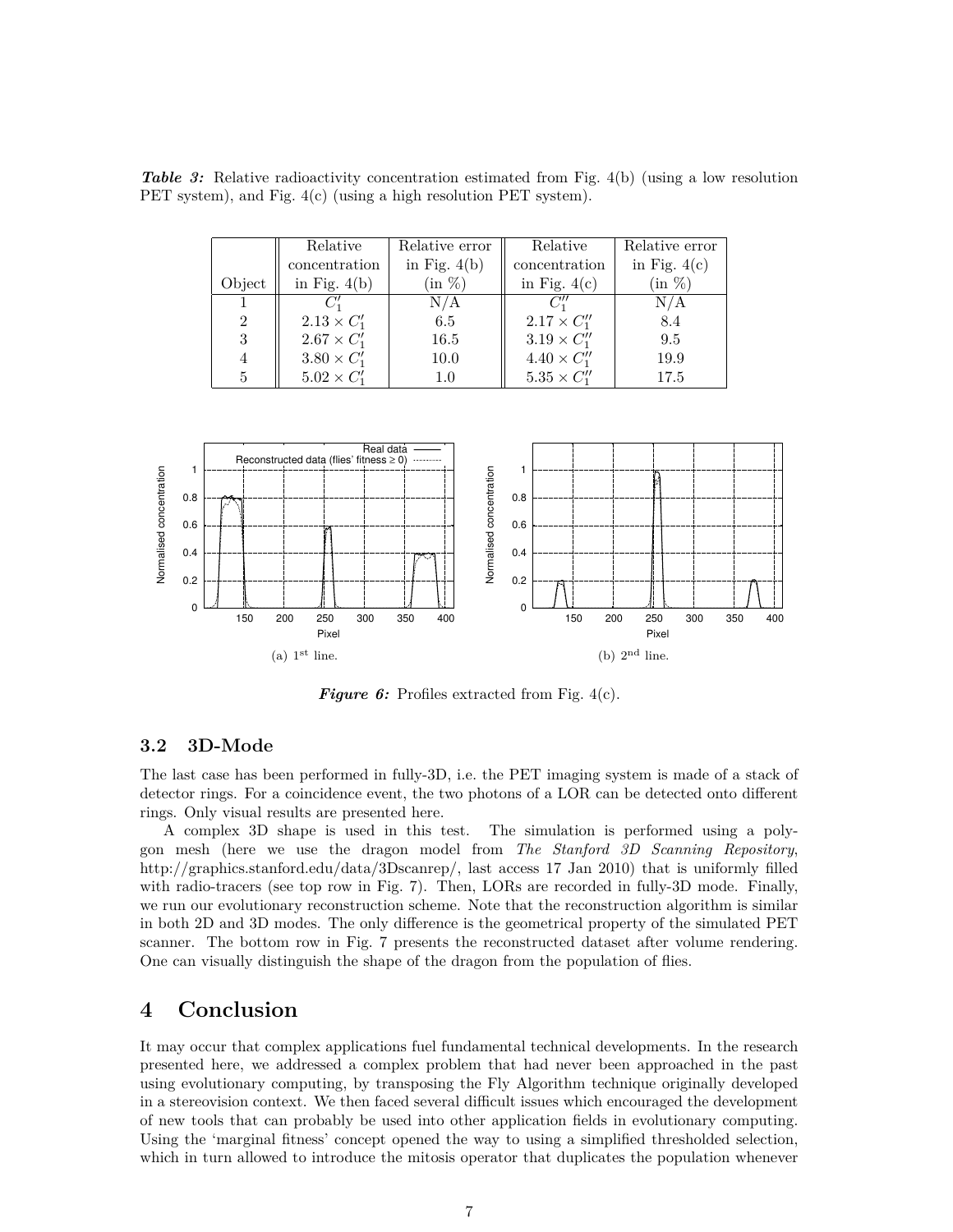***Table 3:*** Relative radioactivity concentration estimated from Fig. 4(b) (using a low resolution PET system), and Fig. 4(c) (using a high resolution PET system).

| Object | Relative concentration in Fig. 4(b) | Relative error in Fig. 4(b) (in %) | Relative concentration in Fig. 4(c) | Relative error in Fig. 4(c) (in %) |
|---|---|---|---|---|
| 1 | $C'_1$ | N/A | $C''_1$ | N/A |
| 2 | $2.13 \times C'_1$ | 6.5 | $2.17 \times C''_1$ | 8.4 |
| 3 | $2.67 \times C'_1$ | 16.5 | $3.19 \times C''_1$ | 9.5 |
| 4 | $3.80 \times C'_1$ | 10.0 | $4.40 \times C''_1$ | 19.9 |
| 5 | $5.02 \times C'_1$ | 1.0 | $5.35 \times C''_1$ | 17.5 |

(a) 1[st] line.

(b) 2[nd] line.

***Figure 6:*** Profiles extracted from Fig. 4(c).

### 3.2 3D-Mode

The last case has been performed in fully-3D, i.e. the PET imaging system is made of a stack of detector rings. For a coincidence event, the two photons of a LOR can be detected onto different rings. Only visual results are presented here.

A complex 3D shape is used in this test. The simulation is performed using a polygon mesh (here we use the dragon model from *The Stanford 3D Scanning Repository*, http://graphics.stanford.edu/data/3Dscanrep/, last access 17 Jan 2010) that is uniformly filled with radio-tracers (see top row in Fig. 7). Then, LORs are recorded in fully-3D mode. Finally, we run our evolutionary reconstruction scheme. Note that the reconstruction algorithm is similar in both 2D and 3D modes. The only difference is the geometrical property of the simulated PET scanner. The bottom row in Fig. 7 presents the reconstructed dataset after volume rendering. One can visually distinguish the shape of the dragon from the population of flies.

## 4 Conclusion

It may occur that complex applications fuel fundamental technical developments. In the research presented here, we addressed a complex problem that had never been approached in the past using evolutionary computing, by transposing the Fly Algorithm technique originally developed in a stereovision context. We then faced several difficult issues which encouraged the development of new tools that can probably be used into other application fields in evolutionary computing. Using the 'marginal fitness' concept opened the way to using a simplified thresholded selection, which in turn allowed to introduce the mitosis operator that duplicates the population whenever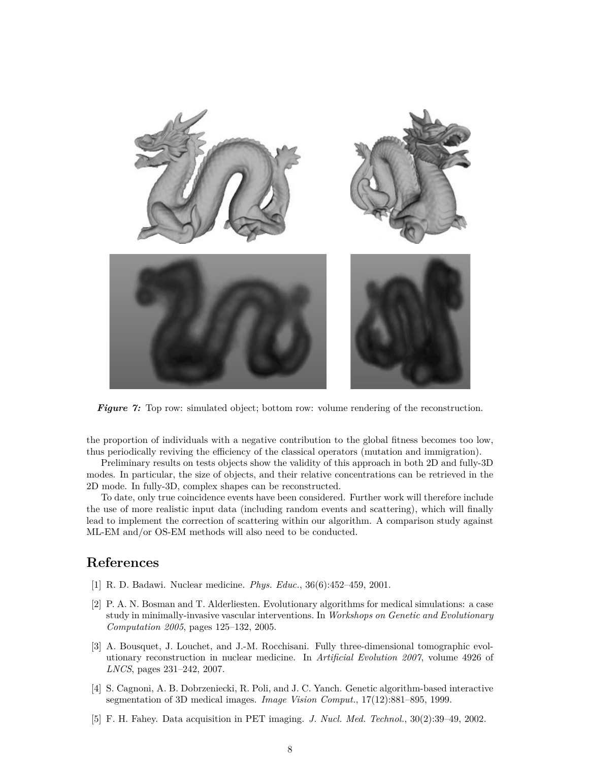***Figure 7:*** Top row: simulated object; bottom row: volume rendering of the reconstruction.

the proportion of individuals with a negative contribution to the global fitness becomes too low, thus periodically reviving the efficiency of the classical operators (mutation and immigration).

Preliminary results on tests objects show the validity of this approach in both 2D and fully-3D modes. In particular, the size of objects, and their relative concentrations can be retrieved in the 2D mode. In fully-3D, complex shapes can be reconstructed.

To date, only true coincidence events have been considered. Further work will therefore include the use of more realistic input data (including random events and scattering), which will finally lead to implement the correction of scattering within our algorithm. A comparison study against ML-EM and/or OS-EM methods will also need to be conducted.

## References

[1] R. D. Badawi. Nuclear medicine. *Phys. Educ.*, 36(6):452–459, 2001.

[2] P. A. N. Bosman and T. Alderliesten. Evolutionary algorithms for medical simulations: a case study in minimally-invasive vascular interventions. In *Workshops on Genetic and Evolutionary Computation 2005*, pages 125–132, 2005.

[3] A. Bousquet, J. Louchet, and J.-M. Rocchisani. Fully three-dimensional tomographic evolutionary reconstruction in nuclear medicine. In *Artificial Evolution 2007*, volume 4926 of *LNCS*, pages 231–242, 2007.

[4] S. Cagnoni, A. B. Dobrzeniecki, R. Poli, and J. C. Yanch. Genetic algorithm-based interactive segmentation of 3D medical images. *Image Vision Comput.*, 17(12):881–895, 1999.

[5] F. H. Fahey. Data acquisition in PET imaging. *J. Nucl. Med. Technol.*, 30(2):39–49, 2002.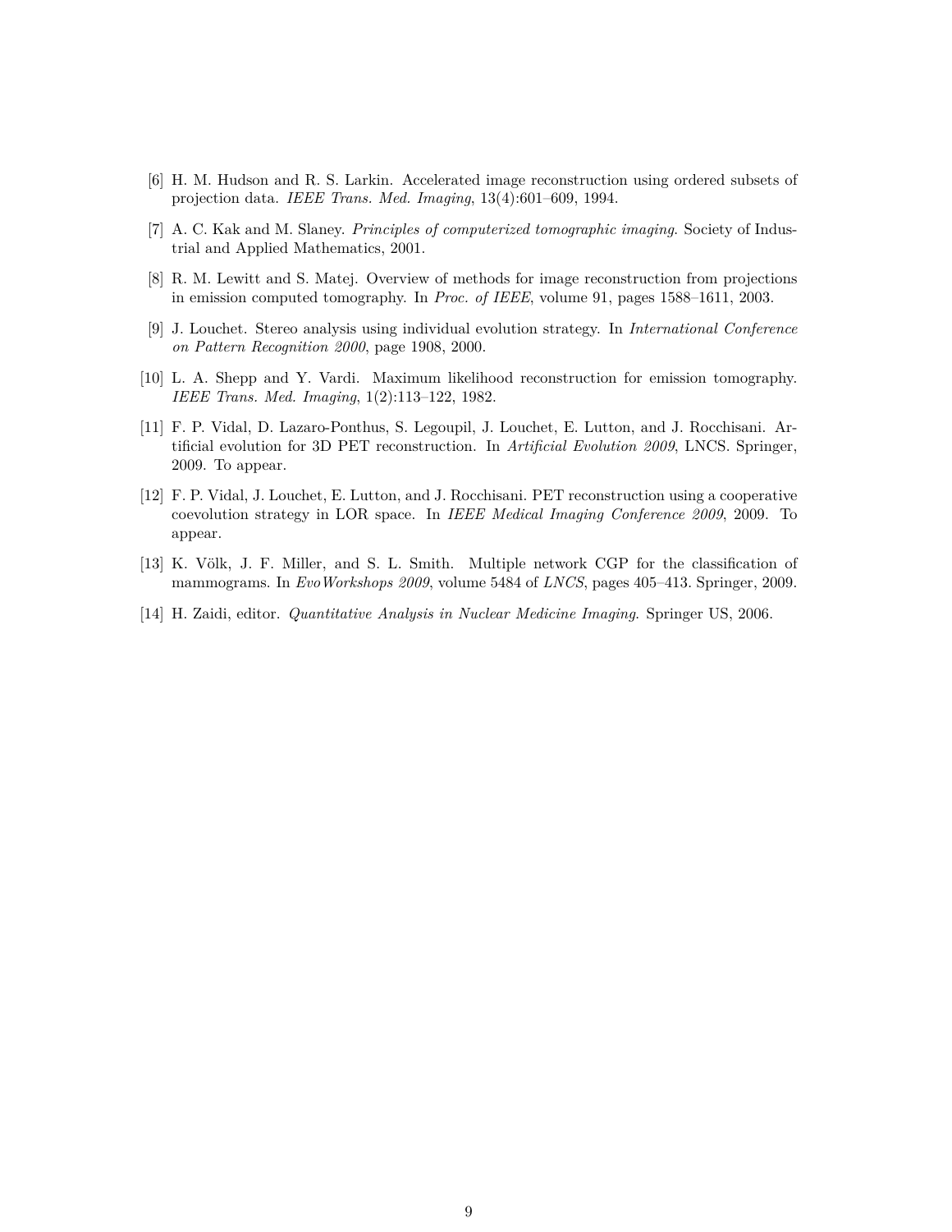[6] H. M. Hudson and R. S. Larkin. Accelerated image reconstruction using ordered subsets of projection data. *IEEE Trans. Med. Imaging*, 13(4):601–609, 1994.

[7] A. C. Kak and M. Slaney. *Principles of computerized tomographic imaging*. Society of Industrial and Applied Mathematics, 2001.

[8] R. M. Lewitt and S. Matej. Overview of methods for image reconstruction from projections in emission computed tomography. In *Proc. of IEEE*, volume 91, pages 1588–1611, 2003.

[9] J. Louchet. Stereo analysis using individual evolution strategy. In *International Conference on Pattern Recognition 2000*, page 1908, 2000.

[10] L. A. Shepp and Y. Vardi. Maximum likelihood reconstruction for emission tomography. *IEEE Trans. Med. Imaging*, 1(2):113–122, 1982.

[11] F. P. Vidal, D. Lazaro-Ponthus, S. Legoupil, J. Louchet, E. Lutton, and J. Rocchisani. Artificial evolution for 3D PET reconstruction. In *Artificial Evolution 2009*, LNCS. Springer, 2009. To appear.

[12] F. P. Vidal, J. Louchet, E. Lutton, and J. Rocchisani. PET reconstruction using a cooperative coevolution strategy in LOR space. In *IEEE Medical Imaging Conference 2009*, 2009. To appear.

[13] K. Völk, J. F. Miller, and S. L. Smith. Multiple network CGP for the classification of mammograms. In *EvoWorkshops 2009*, volume 5484 of *LNCS*, pages 405–413. Springer, 2009.

[14] H. Zaidi, editor. *Quantitative Analysis in Nuclear Medicine Imaging*. Springer US, 2006.